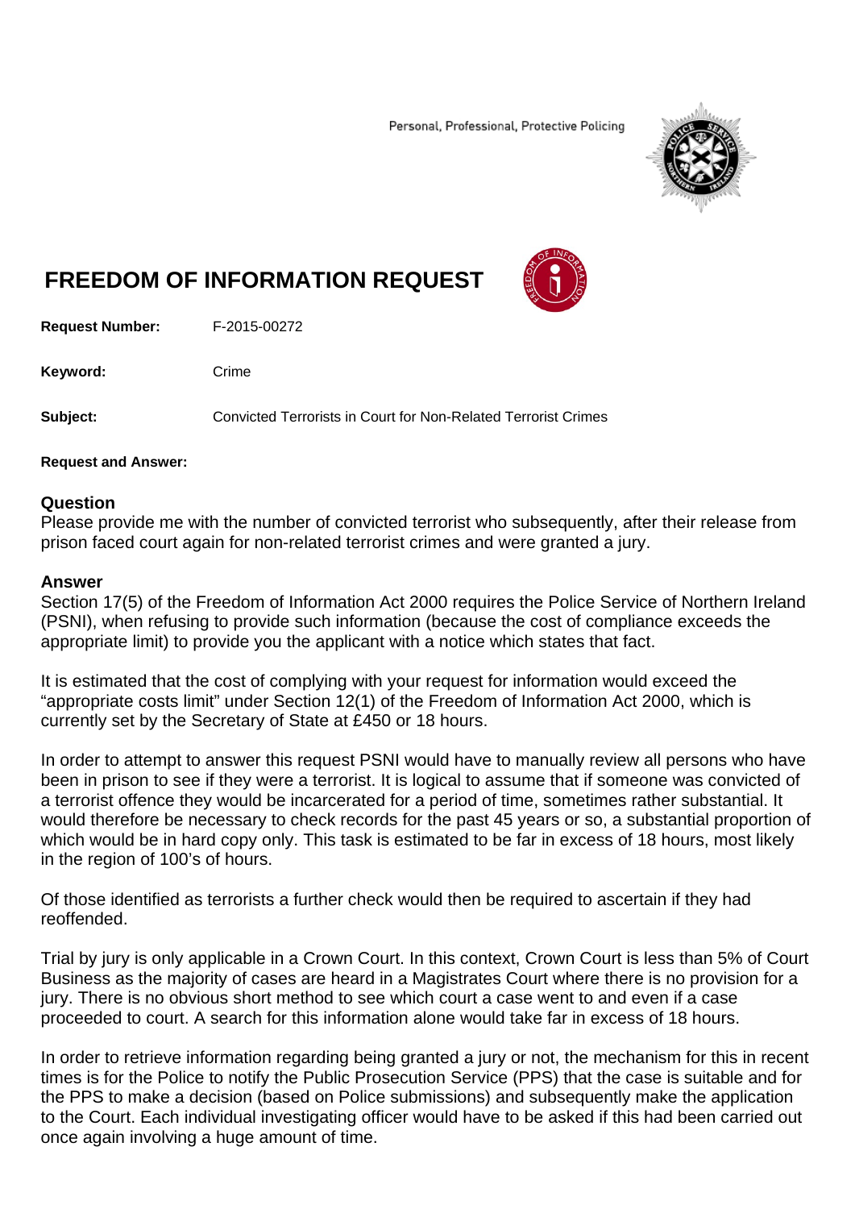Personal, Professional, Protective Policing

# FREEDOM OF INFORMATION REQUEST

**Request Number:** F-2015-00272

**Keyword:** Crime

**Subject:** Convicted Terrorists in Court for Non-Related Terrorist Crimes

**Request and Answer:**

## Question

Please provide me with the number of convicted terrorist who subsequently, after their release from prison faced court again for non-related terrorist crimes and were granted a jury.

## Answer

Section 17(5) of the Freedom of Information Act 2000 requires the Police Service of Northern Ireland (PSNI), when refusing to provide such information (because the cost of compliance exceeds the appropriate limit) to provide you the applicant with a notice which states that fact.

It is estimated that the cost of complying with your request for information would exceed the "appropriate costs limit" under Section 12(1) of the Freedom of Information Act 2000, which is currently set by the Secretary of State at £450 or 18 hours.

In order to attempt to answer this request PSNI would have to manually review all persons who have been in prison to see if they were a terrorist. It is logical to assume that if someone was convicted of a terrorist offence they would be incarcerated for a period of time, sometimes rather substantial. It would therefore be necessary to check records for the past 45 years or so, a substantial proportion of which would be in hard copy only. This task is estimated to be far in excess of 18 hours, most likely in the region of 100's of hours.

Of those identified as terrorists a further check would then be required to ascertain if they had reoffended.

Trial by jury is only applicable in a Crown Court. In this context, Crown Court is less than 5% of Court Business as the majority of cases are heard in a Magistrates Court where there is no provision for a jury. There is no obvious short method to see which court a case went to and even if a case proceeded to court. A search for this information alone would take far in excess of 18 hours.

In order to retrieve information regarding being granted a jury or not, the mechanism for this in recent times is for the Police to notify the Public Prosecution Service (PPS) that the case is suitable and for the PPS to make a decision (based on Police submissions) and subsequently make the application to the Court. Each individual investigating officer would have to be asked if this had been carried out once again involving a huge amount of time.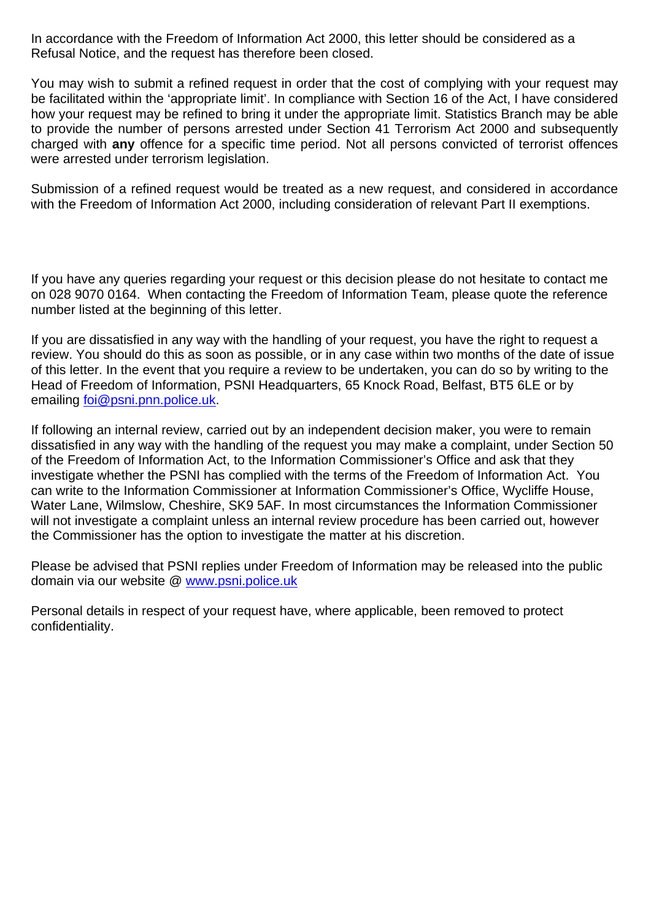In accordance with the Freedom of Information Act 2000, this letter should be considered as a Refusal Notice, and the request has therefore been closed.

You may wish to submit a refined request in order that the cost of complying with your request may be facilitated within the 'appropriate limit'. In compliance with Section 16 of the Act, I have considered how your request may be refined to bring it under the appropriate limit. Statistics Branch may be able to provide the number of persons arrested under Section 41 Terrorism Act 2000 and subsequently charged with **any** offence for a specific time period. Not all persons convicted of terrorist offences were arrested under terrorism legislation.

Submission of a refined request would be treated as a new request, and considered in accordance with the Freedom of Information Act 2000, including consideration of relevant Part II exemptions.

If you have any queries regarding your request or this decision please do not hesitate to contact me on 028 9070 0164. When contacting the Freedom of Information Team, please quote the reference number listed at the beginning of this letter.

If you are dissatisfied in any way with the handling of your request, you have the right to request a review. You should do this as soon as possible, or in any case within two months of the date of issue of this letter. In the event that you require a review to be undertaken, you can do so by writing to the Head of Freedom of Information, PSNI Headquarters, 65 Knock Road, Belfast, BT5 6LE or by emailing foi@psni.pnn.police.uk.

If following an internal review, carried out by an independent decision maker, you were to remain dissatisfied in any way with the handling of the request you may make a complaint, under Section 50 of the Freedom of Information Act, to the Information Commissioner's Office and ask that they investigate whether the PSNI has complied with the terms of the Freedom of Information Act. You can write to the Information Commissioner at Information Commissioner's Office, Wycliffe House, Water Lane, Wilmslow, Cheshire, SK9 5AF. In most circumstances the Information Commissioner will not investigate a complaint unless an internal review procedure has been carried out, however the Commissioner has the option to investigate the matter at his discretion.

Please be advised that PSNI replies under Freedom of Information may be released into the public domain via our website @ www.psni.police.uk

Personal details in respect of your request have, where applicable, been removed to protect confidentiality.